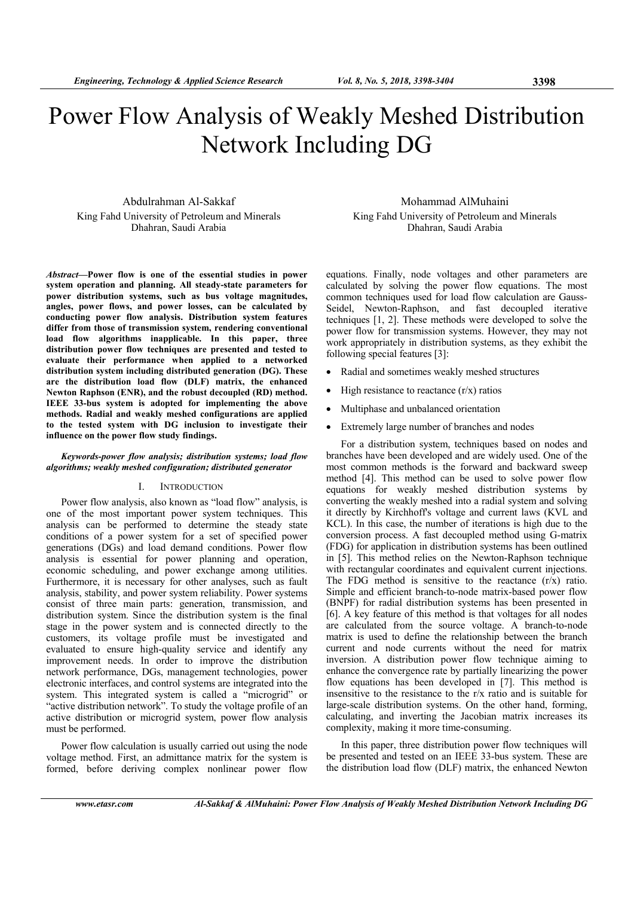# Power Flow Analysis of Weakly Meshed Distribution Network Including DG

Abdulrahman Al-Sakkaf
King Fahd University of Petroleum and Minerals
Dhahran, Saudi Arabia

Mohammad AlMuhaini
King Fahd University of Petroleum and Minerals
Dhahran, Saudi Arabia

***Abstract*—Power flow is one of the essential studies in power system operation and planning. All steady-state parameters for power distribution systems, such as bus voltage magnitudes, angles, power flows, and power losses, can be calculated by conducting power flow analysis. Distribution system features differ from those of transmission system, rendering conventional load flow algorithms inapplicable. In this paper, three distribution power flow techniques are presented and tested to evaluate their performance when applied to a networked distribution system including distributed generation (DG). These are the distribution load flow (DLF) matrix, the enhanced Newton Raphson (ENR), and the robust decoupled (RD) method. IEEE 33-bus system is adopted for implementing the above methods. Radial and weakly meshed configurations are applied to the tested system with DG inclusion to investigate their influence on the power flow study findings.**

***Keywords-power flow analysis; distribution systems; load flow algorithms; weakly meshed configuration; distributed generator***

## I. INTRODUCTION

Power flow analysis, also known as "load flow" analysis, is one of the most important power system techniques. This analysis can be performed to determine the steady state conditions of a power system for a set of specified power generations (DGs) and load demand conditions. Power flow analysis is essential for power planning and operation, economic scheduling, and power exchange among utilities. Furthermore, it is necessary for other analyses, such as fault analysis, stability, and power system reliability. Power systems consist of three main parts: generation, transmission, and distribution system. Since the distribution system is the final stage in the power system and is connected directly to the customers, its voltage profile must be investigated and evaluated to ensure high-quality service and identify any improvement needs. In order to improve the distribution network performance, DGs, management technologies, power electronic interfaces, and control systems are integrated into the system. This integrated system is called a "microgrid" or "active distribution network". To study the voltage profile of an active distribution or microgrid system, power flow analysis must be performed.

Power flow calculation is usually carried out using the node voltage method. First, an admittance matrix for the system is formed, before deriving complex nonlinear power flow equations. Finally, node voltages and other parameters are calculated by solving the power flow equations. The most common techniques used for load flow calculation are Gauss-Seidel, Newton-Raphson, and fast decoupled iterative techniques [1, 2]. These methods were developed to solve the power flow for transmission systems. However, they may not work appropriately in distribution systems, as they exhibit the following special features [3]:

- Radial and sometimes weakly meshed structures
- High resistance to reactance (r/x) ratios
- Multiphase and unbalanced orientation
- Extremely large number of branches and nodes

For a distribution system, techniques based on nodes and branches have been developed and are widely used. One of the most common methods is the forward and backward sweep method [4]. This method can be used to solve power flow equations for weakly meshed distribution systems by converting the weakly meshed into a radial system and solving it directly by Kirchhoff's voltage and current laws (KVL and KCL). In this case, the number of iterations is high due to the conversion process. A fast decoupled method using G-matrix (FDG) for application in distribution systems has been outlined in [5]. This method relies on the Newton-Raphson technique with rectangular coordinates and equivalent current injections. The FDG method is sensitive to the reactance (r/x) ratio. Simple and efficient branch-to-node matrix-based power flow (BNPF) for radial distribution systems has been presented in [6]. A key feature of this method is that voltages for all nodes are calculated from the source voltage. A branch-to-node matrix is used to define the relationship between the branch current and node currents without the need for matrix inversion. A distribution power flow technique aiming to enhance the convergence rate by partially linearizing the power flow equations has been developed in [7]. This method is insensitive to the resistance to the r/x ratio and is suitable for large-scale distribution systems. On the other hand, forming, calculating, and inverting the Jacobian matrix increases its complexity, making it more time-consuming.

In this paper, three distribution power flow techniques will be presented and tested on an IEEE 33-bus system. These are the distribution load flow (DLF) matrix, the enhanced Newton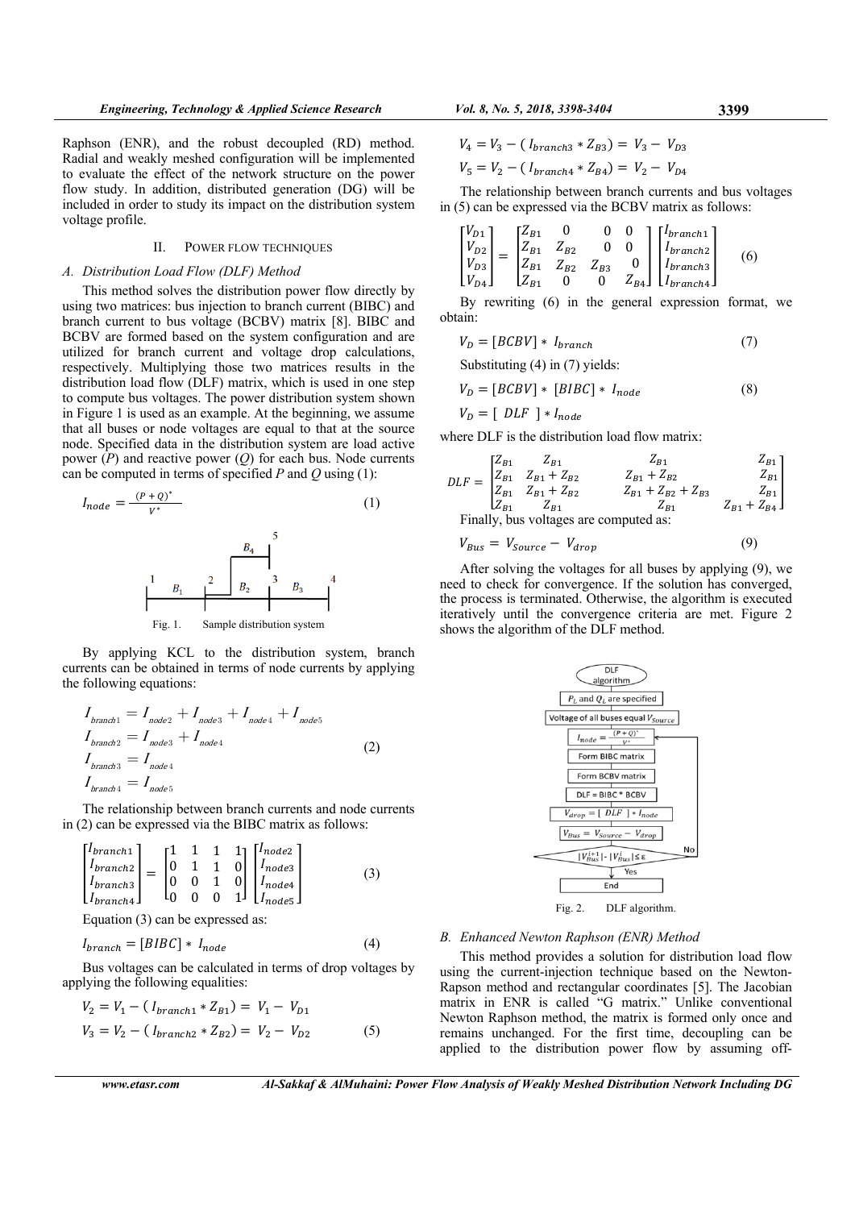Raphson (ENR), and the robust decoupled (RD) method. Radial and weakly meshed configuration will be implemented to evaluate the effect of the network structure on the power flow study. In addition, distributed generation (DG) will be included in order to study its impact on the distribution system voltage profile.

## II. Power Flow Techniques

### A. Distribution Load Flow (DLF) Method

This method solves the distribution power flow directly by using two matrices: bus injection to branch current (BIBC) and branch current to bus voltage (BCBV) matrix [8]. BIBC and BCBV are formed based on the system configuration and are utilized for branch current and voltage drop calculations, respectively. Multiplying those two matrices results in the distribution load flow (DLF) matrix, which is used in one step to compute bus voltages. The power distribution system shown in Figure 1 is used as an example. At the beginning, we assume that all buses or node voltages are equal to that at the source node. Specified data in the distribution system are load active power (*P*) and reactive power (*Q*) for each bus. Node currents can be computed in terms of specified *P* and *Q* using (1):

$$I_{node} = \frac{(P+Q)^*}{V^*} \quad (1)$$

Fig. 1. Sample distribution system

By applying KCL to the distribution system, branch currents can be obtained in terms of node currents by applying the following equations:

$$\begin{aligned} I_{branch1} &= I_{node2} + I_{node3} + I_{node4} + I_{node5} \\ I_{branch2} &= I_{node3} + I_{node4} \\ I_{branch3} &= I_{node4} \\ I_{branch4} &= I_{node5} \end{aligned} \quad (2)$$

The relationship between branch currents and node currents in (2) can be expressed via the BIBC matrix as follows:

$$\begin{bmatrix} I_{branch1} \\ I_{branch2} \\ I_{branch3} \\ I_{branch4} \end{bmatrix} = \begin{bmatrix} 1 & 1 & 1 & 1 \\ 0 & 1 & 1 & 0 \\ 0 & 0 & 1 & 0 \\ 0 & 0 & 0 & 1 \end{bmatrix} \begin{bmatrix} I_{node2} \\ I_{node3} \\ I_{node4} \\ I_{node5} \end{bmatrix} \quad (3)$$

Equation (3) can be expressed as:

$$I_{branch} = [BIBC] * I_{node} \quad (4)$$

Bus voltages can be calculated in terms of drop voltages by applying the following equalities:

$$\begin{aligned} V_2 &= V_1 - (I_{branch1} * Z_{B1}) = V_1 - V_{D1} \\ V_3 &= V_2 - (I_{branch2} * Z_{B2}) = V_2 - V_{D2} \\ V_4 &= V_3 - (I_{branch3} * Z_{B3}) = V_3 - V_{D3} \\ V_5 &= V_2 - (I_{branch4} * Z_{B4}) = V_2 - V_{D4} \end{aligned} \quad (5)$$

The relationship between branch currents and bus voltages in (5) can be expressed via the BCBV matrix as follows:

$$\begin{bmatrix} V_{D1} \\ V_{D2} \\ V_{D3} \\ V_{D4} \end{bmatrix} = \begin{bmatrix} Z_{B1} & 0 & 0 & 0 \\ Z_{B1} & Z_{B2} & 0 & 0 \\ Z_{B1} & Z_{B2} & Z_{B3} & 0 \\ Z_{B1} & 0 & 0 & Z_{B4} \end{bmatrix} \begin{bmatrix} I_{branch1} \\ I_{branch2} \\ I_{branch3} \\ I_{branch4} \end{bmatrix} \quad (6)$$

By rewriting (6) in the general expression format, we obtain:

$$V_D = [BCBV] * I_{branch} \quad (7)$$

Substituting (4) in (7) yields:

$$V_D = [BCBV] * [BIBC] * I_{node} \quad (8)$$

$$V_D = [\ DLF\ ] * I_{node}$$

where DLF is the distribution load flow matrix:

$$DLF = \begin{bmatrix} Z_{B1} & Z_{B1} & Z_{B1} & Z_{B1} \\ Z_{B1} & Z_{B1}+Z_{B2} & Z_{B1}+Z_{B2} & Z_{B1} \\ Z_{B1} & Z_{B1}+Z_{B2} & Z_{B1}+Z_{B2}+Z_{B3} & Z_{B1} \\ Z_{B1} & Z_{B1} & Z_{B1} & Z_{B1}+Z_{B4} \end{bmatrix}$$

Finally, bus voltages are computed as:

$$V_{Bus} = V_{Source} - V_{drop} \quad (9)$$

After solving the voltages for all buses by applying (9), we need to check for convergence. If the solution has converged, the process is terminated. Otherwise, the algorithm is executed iteratively until the convergence criteria are met. Figure 2 shows the algorithm of the DLF method.

Fig. 2. DLF algorithm.

### B. Enhanced Newton Raphson (ENR) Method

This method provides a solution for distribution load flow using the current-injection technique based on the Newton-Rapson method and rectangular coordinates [5]. The Jacobian matrix in ENR is called "G matrix." Unlike conventional Newton Raphson method, the matrix is formed only once and remains unchanged. For the first time, decoupling can be applied to the distribution power flow by assuming off-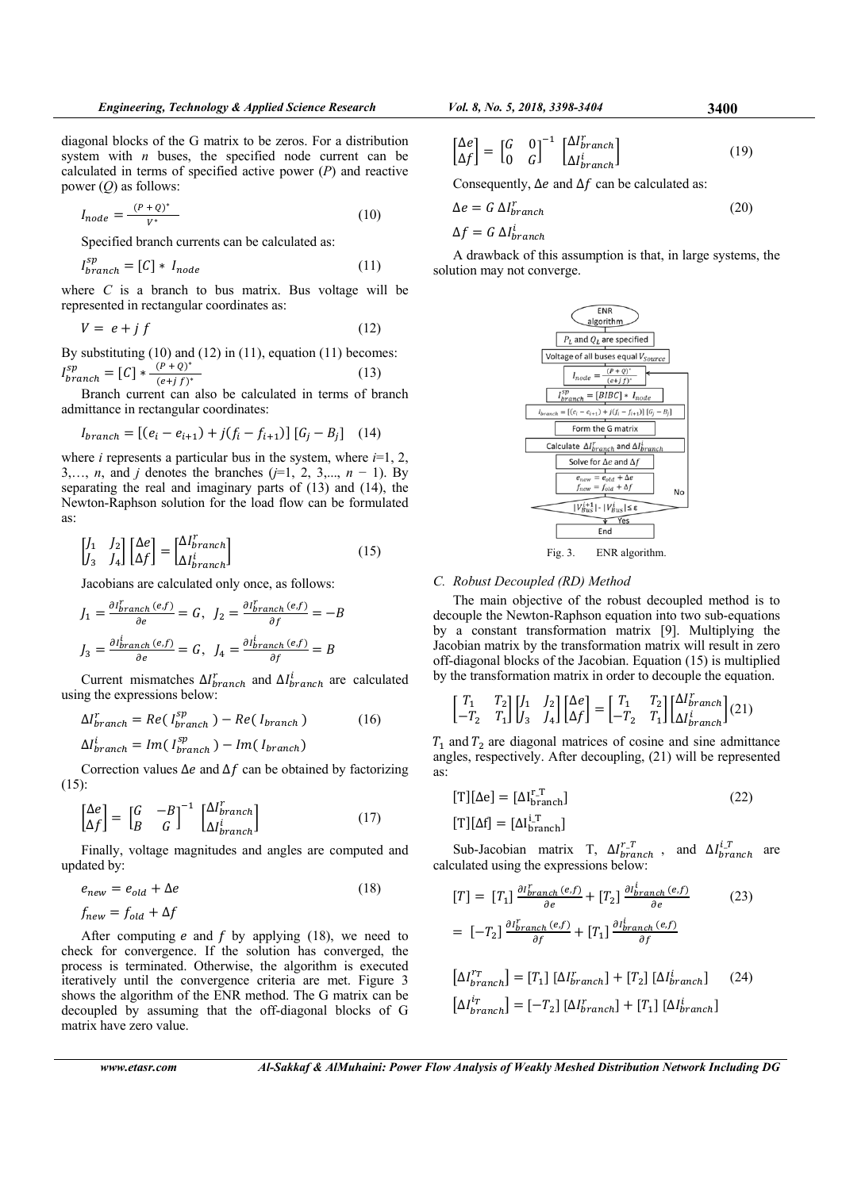diagonal blocks of the G matrix to be zeros. For a distribution system with $n$ buses, the specified node current can be calculated in terms of specified active power ($P$) and reactive power ($Q$) as follows:

$$I_{node} = \frac{(P+Q)^*}{V^*} \tag{10}$$

Specified branch currents can be calculated as:

$$I_{branch}^{sp} = [C] * I_{node} \tag{11}$$

where $C$ is a branch to bus matrix. Bus voltage will be represented in rectangular coordinates as:

$$V = e + j\,f \tag{12}$$

By substituting (10) and (12) in (11), equation (11) becomes:

$$I_{branch}^{sp} = [C] * \frac{(P+Q)^*}{(e+j\,f)^*} \tag{13}$$

Branch current can also be calculated in terms of branch admittance in rectangular coordinates:

$$I_{branch} = [(e_i - e_{i+1}) + j(f_i - f_{i+1})]\,[G_j - B_j] \tag{14}$$

where $i$ represents a particular bus in the system, where $i$=1, 2, 3,…, $n$, and $j$ denotes the branches ($j$=1, 2, 3,..., $n$ − 1). By separating the real and imaginary parts of (13) and (14), the Newton-Raphson solution for the load flow can be formulated as:

$$\begin{bmatrix} J_1 & J_2 \\ J_3 & J_4 \end{bmatrix} \begin{bmatrix} \Delta e \\ \Delta f \end{bmatrix} = \begin{bmatrix} \Delta I_{branch}^{r} \\ \Delta I_{branch}^{i} \end{bmatrix} \tag{15}$$

Jacobians are calculated only once, as follows:

$$J_1 = \frac{\partial I_{branch}^{r}(e,f)}{\partial e} = G,\;\; J_2 = \frac{\partial I_{branch}^{r}(e,f)}{\partial f} = -B$$

$$J_3 = \frac{\partial I_{branch}^{i}(e,f)}{\partial e} = G,\;\; J_4 = \frac{\partial I_{branch}^{i}(e,f)}{\partial f} = B$$

Current mismatches $\Delta I_{branch}^{r}$ and $\Delta I_{branch}^{i}$ are calculated using the expressions below:

$$\Delta I_{branch}^{r} = Re(\,I_{branch}^{sp}\,) - Re(\,I_{branch}\,) \tag{16}$$

$$\Delta I_{branch}^{i} = Im(\,I_{branch}^{sp}\,) - Im(\,I_{branch})$$

Correction values $\Delta e$ and $\Delta f$ can be obtained by factorizing (15):

$$\begin{bmatrix} \Delta e \\ \Delta f \end{bmatrix} = \begin{bmatrix} G & -B \\ B & G \end{bmatrix}^{-1} \begin{bmatrix} \Delta I_{branch}^{r} \\ \Delta I_{branch}^{i} \end{bmatrix} \tag{17}$$

Finally, voltage magnitudes and angles are computed and updated by:

$$e_{new} = e_{old} + \Delta e \tag{18}$$

$$f_{new} = f_{old} + \Delta f$$

After computing $e$ and $f$ by applying (18), we need to check for convergence. If the solution has converged, the process is terminated. Otherwise, the algorithm is executed iteratively until the convergence criteria are met. Figure 3 shows the algorithm of the ENR method. The G matrix can be decoupled by assuming that the off-diagonal blocks of G matrix have zero value.

$$\begin{bmatrix} \Delta e \\ \Delta f \end{bmatrix} = \begin{bmatrix} G & 0 \\ 0 & G \end{bmatrix}^{-1} \begin{bmatrix} \Delta I_{branch}^{r} \\ \Delta I_{branch}^{i} \end{bmatrix} \tag{19}$$

Consequently, $\Delta e$ and $\Delta f$ can be calculated as:

$$\Delta e = G\,\Delta I_{branch}^{r} \tag{20}$$

$$\Delta f = G\,\Delta I_{branch}^{i}$$

A drawback of this assumption is that, in large systems, the solution may not converge.

ENR algorithm → $P_L$ and $Q_L$ are specified → Voltage of all buses equal $V_{Source}$ → $I_{node} = \frac{(P+Q)^*}{(e+j\,f)^*}$ → $I_{branch}^{sp} = [BIBC] * I_{node}$ → $I_{branch} = [(e_i - e_{i+1}) + j(f_i - f_{i+1})]\,[G_j - B_j]$ → Form the G matrix → Calculate $\Delta I_{branch}^{r}$ and $\Delta I_{branch}^{i}$ → Solve for $\Delta e$ and $\Delta f$ → $e_{new} = e_{old} + \Delta e$, $f_{new} = f_{old} + \Delta f$ → $|V_{Bus}^{i+1}| - |V_{Bus}^{i}| \leq \varepsilon$ (No: return to $I_{node}$; Yes: End)

Fig. 3. ENR algorithm.

### C. Robust Decoupled (RD) Method

The main objective of the robust decoupled method is to decouple the Newton-Raphson equation into two sub-equations by a constant transformation matrix [9]. Multiplying the Jacobian matrix by the transformation matrix will result in zero off-diagonal blocks of the Jacobian. Equation (15) is multiplied by the transformation matrix in order to decouple the equation.

$$\begin{bmatrix} T_1 & T_2 \\ -T_2 & T_1 \end{bmatrix} \begin{bmatrix} J_1 & J_2 \\ J_3 & J_4 \end{bmatrix} \begin{bmatrix} \Delta e \\ \Delta f \end{bmatrix} = \begin{bmatrix} T_1 & T_2 \\ -T_2 & T_1 \end{bmatrix} \begin{bmatrix} \Delta I_{branch}^{r} \\ \Delta I_{branch}^{i} \end{bmatrix} \tag{21}$$

$T_1$ and $T_2$ are diagonal matrices of cosine and sine admittance angles, respectively. After decoupling, (21) will be represented as:

$$[\mathrm{T}][\Delta \mathrm{e}] = [\Delta \mathrm{I}_{\mathrm{branch}}^{\mathrm{r\_T}}] \tag{22}$$

$$[\mathrm{T}][\Delta \mathrm{f}] = [\Delta \mathrm{I}_{\mathrm{branch}}^{\mathrm{i\_T}}]$$

Sub-Jacobian matrix T, $\Delta I_{branch}^{r\_T}$, and $\Delta I_{branch}^{i\_T}$ are calculated using the expressions below:

$$[T] = [T_1]\,\frac{\partial I_{branch}^{r}(e,f)}{\partial e} + [T_2]\,\frac{\partial I_{branch}^{i}(e,f)}{\partial e} \tag{23}$$

$$= [-T_2]\,\frac{\partial I_{branch}^{r}(e,f)}{\partial f} + [T_1]\,\frac{\partial I_{branch}^{i}(e,f)}{\partial f}$$

$$\left[\Delta I_{branch}^{rT}\right] = [T_1]\,[\Delta I_{branch}^{r}] + [T_2]\,[\Delta I_{branch}^{i}] \tag{24}$$

$$\left[\Delta I_{branch}^{iT}\right] = [-T_2]\,[\Delta I_{branch}^{r}] + [T_1]\,[\Delta I_{branch}^{i}]$$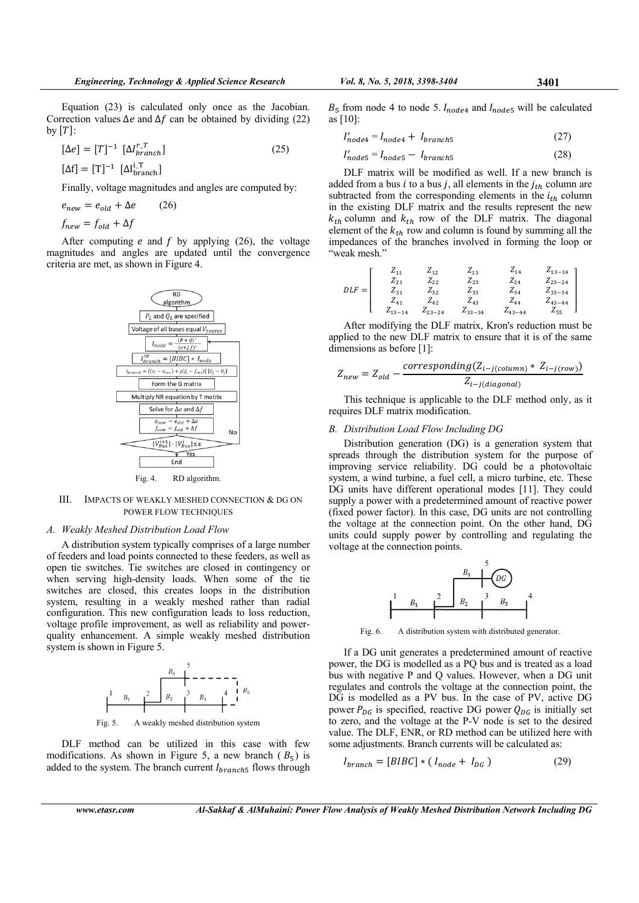Equation (23) is calculated only once as the Jacobian. Correction values $\Delta e$ and $\Delta f$ can be obtained by dividing (22) by $[T]$:

$$[\Delta e] = [T]^{-1}\ [\Delta I^{r\_T}_{branch}] \quad (25)$$

$$[\Delta f] = [T]^{-1}\ [\Delta I^{i\_T}_{branch}]$$

Finally, voltage magnitudes and angles are computed by:

$$e_{new} = e_{old} + \Delta e \quad (26)$$

$$f_{new} = f_{old} + \Delta f$$

After computing $e$ and $f$ by applying (26), the voltage magnitudes and angles are updated until the convergence criteria are met, as shown in Figure 4.

Fig. 4. RD algorithm.

## III. Impacts of Weakly Meshed Connection & DG on Power Flow Techniques

### A. Weakly Meshed Distribution Load Flow

A distribution system typically comprises of a large number of feeders and load points connected to these feeders, as well as open tie switches. Tie switches are closed in contingency or when serving high-density loads. When some of the tie switches are closed, this creates loops in the distribution system, resulting in a weakly meshed rather than radial configuration. This new configuration leads to loss reduction, voltage profile improvement, as well as reliability and power-quality enhancement. A simple weakly meshed distribution system is shown in Figure 5.

Fig. 5. A weakly meshed distribution system

DLF method can be utilized in this case with few modifications. As shown in Figure 5, a new branch ($B_5$) is added to the system. The branch current $I_{branch5}$ flows through $B_5$ from node 4 to node 5. $I_{node4}$ and $I_{node5}$ will be calculated as [10]:

$$I'_{node4} = I_{node4} + I_{branch5} \quad (27)$$

$$I'_{node5} = I_{node5} - I_{branch5} \quad (28)$$

DLF matrix will be modified as well. If a new branch is added from a bus $i$ to a bus $j$, all elements in the $j_{th}$ column are subtracted from the corresponding elements in the $i_{th}$ column in the existing DLF matrix and the results represent the new $k_{th}$ column and $k_{th}$ row of the DLF matrix. The diagonal element of the $k_{th}$ row and column is found by summing all the impedances of the branches involved in forming the loop or "weak mesh."

$$DLF = \begin{bmatrix} Z_{11} & Z_{12} & Z_{13} & Z_{14} & Z_{13-14} \\ Z_{21} & Z_{22} & Z_{23} & Z_{24} & Z_{23-24} \\ Z_{31} & Z_{32} & Z_{33} & Z_{34} & Z_{33-34} \\ Z_{41} & Z_{42} & Z_{43} & Z_{44} & Z_{43-44} \\ Z_{13-14} & Z_{23-24} & Z_{33-34} & Z_{43-44} & Z_{55} \end{bmatrix}$$

After modifying the DLF matrix, Kron's reduction must be applied to the new DLF matrix to ensure that it is of the same dimensions as before [1]:

$$Z_{new} = Z_{old} - \frac{corresponding(Z_{i-j(column)} * Z_{i-j(row)})}{Z_{i-j(diagonal)}}$$

This technique is applicable to the DLF method only, as it requires DLF matrix modification.

### B. Distribution Load Flow Including DG

Distribution generation (DG) is a generation system that spreads through the distribution system for the purpose of improving service reliability. DG could be a photovoltaic system, a wind turbine, a fuel cell, a micro turbine, etc. These DG units have different operational modes [11]. They could supply a power with a predetermined amount of reactive power (fixed power factor). In this case, DG units are not controlling the voltage at the connection point. On the other hand, DG units could supply power by controlling and regulating the voltage at the connection points.

Fig. 6. A distribution system with distributed generator.

If a DG unit generates a predetermined amount of reactive power, the DG is modelled as a PQ bus and is treated as a load bus with negative P and Q values. However, when a DG unit regulates and controls the voltage at the connection point, the DG is modelled as a PV bus. In the case of PV, active DG power $P_{DG}$ is specified, reactive DG power $Q_{DG}$ is initially set to zero, and the voltage at the P-V node is set to the desired value. The DLF, ENR, or RD method can be utilized here with some adjustments. Branch currents will be calculated as:

$$I_{branch} = [BIBC] * (I_{node} + I_{DG}) \quad (29)$$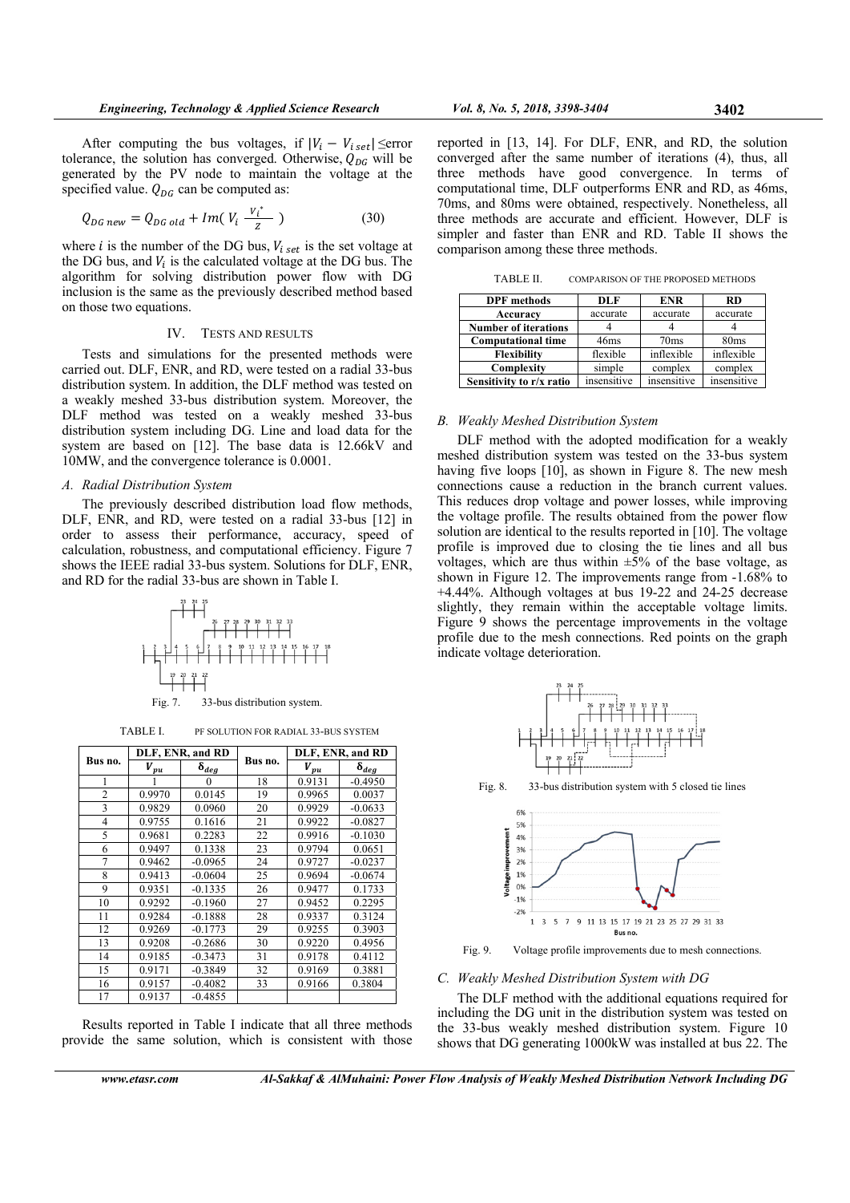After computing the bus voltages, if $|V_i - V_{i\,set}| \leq$error tolerance, the solution has converged. Otherwise, $Q_{DG}$ will be generated by the PV node to maintain the voltage at the specified value. $Q_{DG}$ can be computed as:

$$Q_{DG\,new} = Q_{DG\,old} + Im(\,V_i\,\frac{V_i^*}{Z}\,) \tag{30}$$

where $i$ is the number of the DG bus, $V_{i\,set}$ is the set voltage at the DG bus, and $V_i$ is the calculated voltage at the DG bus. The algorithm for solving distribution power flow with DG inclusion is the same as the previously described method based on those two equations.

## IV. TESTS AND RESULTS

Tests and simulations for the presented methods were carried out. DLF, ENR, and RD, were tested on a radial 33-bus distribution system. In addition, the DLF method was tested on a weakly meshed 33-bus distribution system. Moreover, the DLF method was tested on a weakly meshed 33-bus distribution system including DG. Line and load data for the system are based on [12]. The base data is 12.66kV and 10MW, and the convergence tolerance is 0.0001.

### A. Radial Distribution System

The previously described distribution load flow methods, DLF, ENR, and RD, were tested on a radial 33-bus [12] in order to assess their performance, accuracy, speed of calculation, robustness, and computational efficiency. Figure 7 shows the IEEE radial 33-bus system. Solutions for DLF, ENR, and RD for the radial 33-bus are shown in Table I.

Fig. 7. 33-bus distribution system.

TABLE I. PF SOLUTION FOR RADIAL 33-BUS SYSTEM

| Bus no. | DLF, ENR, and RD | | Bus no. | DLF, ENR, and RD | |
|---|---|---|---|---|---|
| | $V_{pu}$ | $\delta_{deg}$ | | $V_{pu}$ | $\delta_{deg}$ |
| 1 | 1 | 0 | 18 | 0.9131 | -0.4950 |
| 2 | 0.9970 | 0.0145 | 19 | 0.9965 | 0.0037 |
| 3 | 0.9829 | 0.0960 | 20 | 0.9929 | -0.0633 |
| 4 | 0.9755 | 0.1616 | 21 | 0.9922 | -0.0827 |
| 5 | 0.9681 | 0.2283 | 22 | 0.9916 | -0.1030 |
| 6 | 0.9497 | 0.1338 | 23 | 0.9794 | 0.0651 |
| 7 | 0.9462 | -0.0965 | 24 | 0.9727 | -0.0237 |
| 8 | 0.9413 | -0.0604 | 25 | 0.9694 | -0.0674 |
| 9 | 0.9351 | -0.1335 | 26 | 0.9477 | 0.1733 |
| 10 | 0.9292 | -0.1960 | 27 | 0.9452 | 0.2295 |
| 11 | 0.9284 | -0.1888 | 28 | 0.9337 | 0.3124 |
| 12 | 0.9269 | -0.1773 | 29 | 0.9255 | 0.3903 |
| 13 | 0.9208 | -0.2686 | 30 | 0.9220 | 0.4956 |
| 14 | 0.9185 | -0.3473 | 31 | 0.9178 | 0.4112 |
| 15 | 0.9171 | -0.3849 | 32 | 0.9169 | 0.3881 |
| 16 | 0.9157 | -0.4082 | 33 | 0.9166 | 0.3804 |
| 17 | 0.9137 | -0.4855 | | | |

Results reported in Table I indicate that all three methods provide the same solution, which is consistent with those reported in [13, 14]. For DLF, ENR, and RD, the solution converged after the same number of iterations (4), thus, all three methods have good convergence. In terms of computational time, DLF outperforms ENR and RD, as 46ms, 70ms, and 80ms were obtained, respectively. Nonetheless, all three methods are accurate and efficient. However, DLF is simpler and faster than ENR and RD. Table II shows the comparison among these three methods.

TABLE II. COMPARISON OF THE PROPOSED METHODS

| DPF methods | DLF | ENR | RD |
|---|---|---|---|
| Accuracy | accurate | accurate | accurate |
| Number of iterations | 4 | 4 | 4 |
| Computational time | 46ms | 70ms | 80ms |
| Flexibility | flexible | inflexible | inflexible |
| Complexity | simple | complex | complex |
| Sensitivity to r/x ratio | insensitive | insensitive | insensitive |

### B. Weakly Meshed Distribution System

DLF method with the adopted modification for a weakly meshed distribution system was tested on the 33-bus system having five loops [10], as shown in Figure 8. The new mesh connections cause a reduction in the branch current values. This reduces drop voltage and power losses, while improving the voltage profile. The results obtained from the power flow solution are identical to the results reported in [10]. The voltage profile is improved due to closing the tie lines and all bus voltages, which are thus within ±5% of the base voltage, as shown in Figure 12. The improvements range from -1.68% to +4.44%. Although voltages at bus 19-22 and 24-25 decrease slightly, they remain within the acceptable voltage limits. Figure 9 shows the percentage improvements in the voltage profile due to the mesh connections. Red points on the graph indicate voltage deterioration.

Fig. 8. 33-bus distribution system with 5 closed tie lines

Fig. 9. Voltage profile improvements due to mesh connections.

### C. Weakly Meshed Distribution System with DG

The DLF method with the additional equations required for including the DG unit in the distribution system was tested on the 33-bus weakly meshed distribution system. Figure 10 shows that DG generating 1000kW was installed at bus 22. The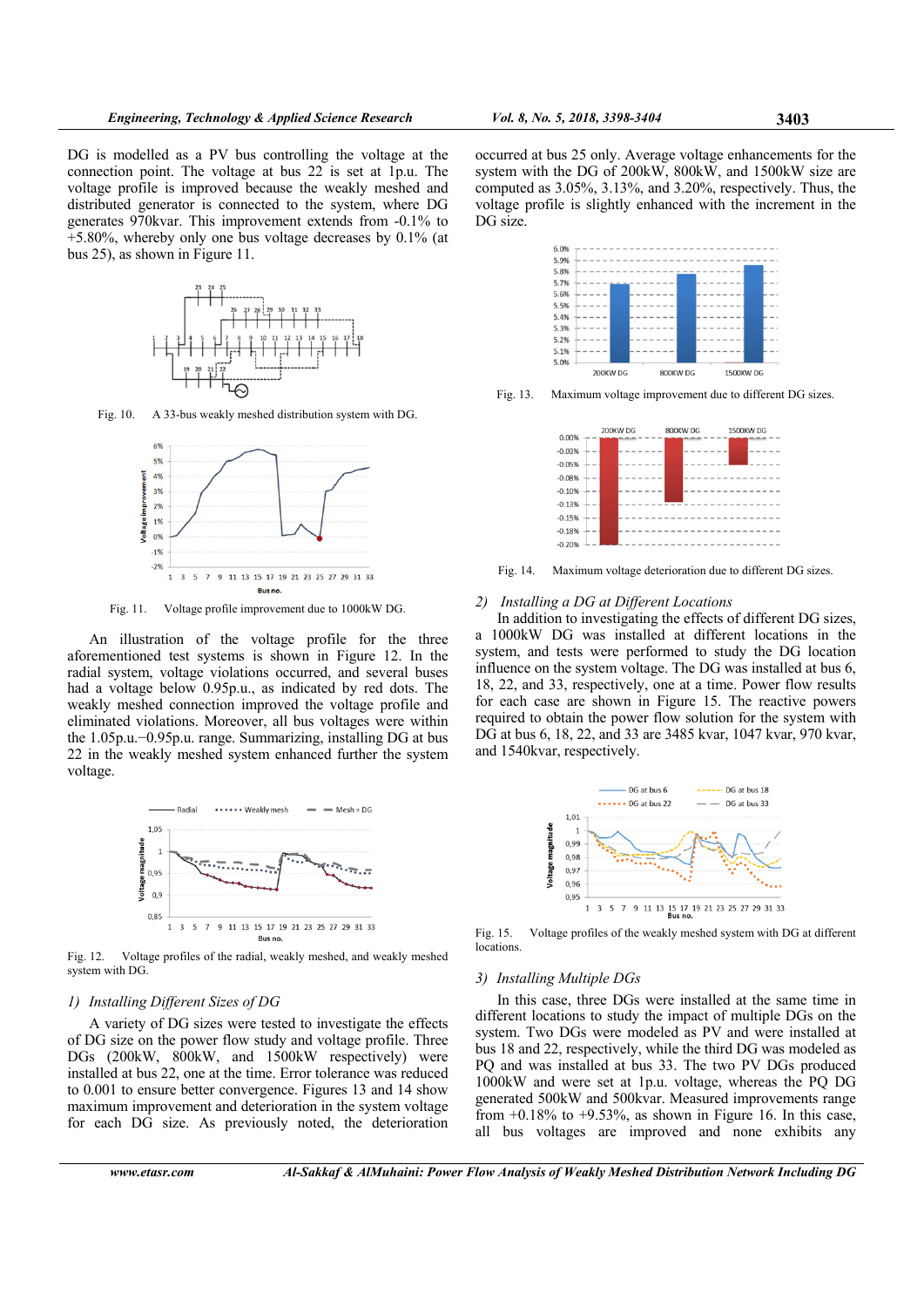DG is modelled as a PV bus controlling the voltage at the connection point. The voltage at bus 22 is set at 1p.u. The voltage profile is improved because the weakly meshed and distributed generator is connected to the system, where DG generates 970kvar. This improvement extends from -0.1% to +5.80%, whereby only one bus voltage decreases by 0.1% (at bus 25), as shown in Figure 11.

Fig. 10. A 33-bus weakly meshed distribution system with DG.

Fig. 11. Voltage profile improvement due to 1000kW DG.

An illustration of the voltage profile for the three aforementioned test systems is shown in Figure 12. In the radial system, voltage violations occurred, and several buses had a voltage below 0.95p.u., as indicated by red dots. The weakly meshed connection improved the voltage profile and eliminated violations. Moreover, all bus voltages were within the 1.05p.u.−0.95p.u. range. Summarizing, installing DG at bus 22 in the weakly meshed system enhanced further the system voltage.

Fig. 12. Voltage profiles of the radial, weakly meshed, and weakly meshed system with DG.

### 1) Installing Different Sizes of DG

A variety of DG sizes were tested to investigate the effects of DG size on the power flow study and voltage profile. Three DGs (200kW, 800kW, and 1500kW respectively) were installed at bus 22, one at the time. Error tolerance was reduced to 0.001 to ensure better convergence. Figures 13 and 14 show maximum improvement and deterioration in the system voltage for each DG size. As previously noted, the deterioration occurred at bus 25 only. Average voltage enhancements for the system with the DG of 200kW, 800kW, and 1500kW size are computed as 3.05%, 3.13%, and 3.20%, respectively. Thus, the voltage profile is slightly enhanced with the increment in the DG size.

Fig. 13. Maximum voltage improvement due to different DG sizes.

Fig. 14. Maximum voltage deterioration due to different DG sizes.

### 2) Installing a DG at Different Locations

In addition to investigating the effects of different DG sizes, a 1000kW DG was installed at different locations in the system, and tests were performed to study the DG location influence on the system voltage. The DG was installed at bus 6, 18, 22, and 33, respectively, one at a time. Power flow results for each case are shown in Figure 15. The reactive powers required to obtain the power flow solution for the system with DG at bus 6, 18, 22, and 33 are 3485 kvar, 1047 kvar, 970 kvar, and 1540kvar, respectively.

Fig. 15. Voltage profiles of the weakly meshed system with DG at different locations.

### 3) Installing Multiple DGs

In this case, three DGs were installed at the same time in different locations to study the impact of multiple DGs on the system. Two DGs were modeled as PV and were installed at bus 18 and 22, respectively, while the third DG was modeled as PQ and was installed at bus 33. The two PV DGs produced 1000kW and were set at 1p.u. voltage, whereas the PQ DG generated 500kW and 500kvar. Measured improvements range from +0.18% to +9.53%, as shown in Figure 16. In this case, all bus voltages are improved and none exhibits any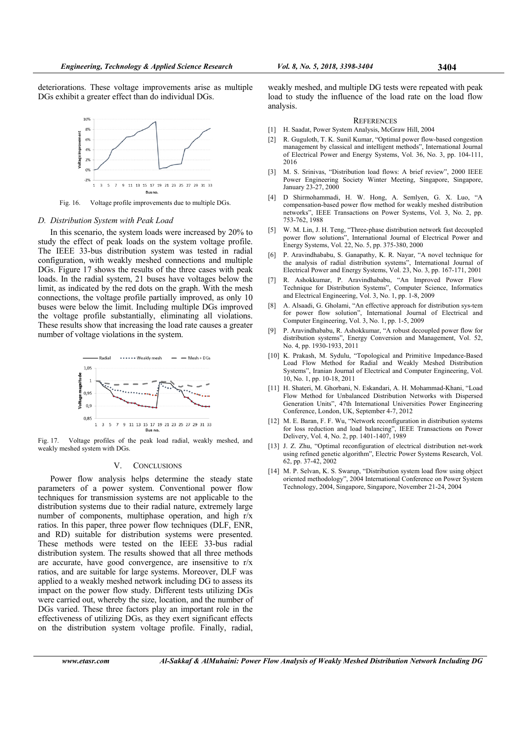deteriorations. These voltage improvements arise as multiple DGs exhibit a greater effect than do individual DGs.

10%
8%
6%
4%
2%
0%
-2%
Voltage improvement
1 3 5 7 9 11 13 15 17 19 21 23 25 27 29 31 33
Bus no.

Fig. 16. Voltage profile improvements due to multiple DGs.

### D. Distribution System with Peak Load

In this scenario, the system loads were increased by 20% to study the effect of peak loads on the system voltage profile. The IEEE 33-bus distribution system was tested in radial configuration, with weakly meshed connections and multiple DGs. Figure 17 shows the results of the three cases with peak loads. In the radial system, 21 buses have voltages below the limit, as indicated by the red dots on the graph. With the mesh connections, the voltage profile partially improved, as only 10 buses were below the limit. Including multiple DGs improved the voltage profile substantially, eliminating all violations. These results show that increasing the load rate causes a greater number of voltage violations in the system.

Radial
Weakly mesh
Mesh + DGs
1,05
1
0,95
0,9
0,85
Voltage magnitude
1 3 5 7 9 11 13 15 17 19 21 23 25 27 29 31 33
Bus no.

Fig. 17. Voltage profiles of the peak load radial, weakly meshed, and weakly meshed system with DGs.

## V. CONCLUSIONS

Power flow analysis helps determine the steady state parameters of a power system. Conventional power flow techniques for transmission systems are not applicable to the distribution systems due to their radial nature, extremely large number of components, multiphase operation, and high r/x ratios. In this paper, three power flow techniques (DLF, ENR, and RD) suitable for distribution systems were presented. These methods were tested on the IEEE 33-bus radial distribution system. The results showed that all three methods are accurate, have good convergence, are insensitive to r/x ratios, and are suitable for large systems. Moreover, DLF was applied to a weakly meshed network including DG to assess its impact on the power flow study. Different tests utilizing DGs were carried out, whereby the size, location, and the number of DGs varied. These three factors play an important role in the effectiveness of utilizing DGs, as they exert significant effects on the distribution system voltage profile. Finally, radial, weakly meshed, and multiple DG tests were repeated with peak load to study the influence of the load rate on the load flow analysis.

## REFERENCES

[1] H. Saadat, Power System Analysis, McGraw Hill, 2004

[2] R. Guguloth, T. K. Sunil Kumar, "Optimal power flow-based congestion management by classical and intelligent methods", International Journal of Electrical Power and Energy Systems, Vol. 36, No. 3, pp. 104-111, 2016

[3] M. S. Srinivas, "Distribution load flows: A brief review", 2000 IEEE Power Engineering Society Winter Meeting, Singapore, Singapore, January 23-27, 2000

[4] D Shirmohammadi, H. W. Hong, A. Semlyen, G. X. Luo, "A compensation-based power flow method for weakly meshed distribution networks", IEEE Transactions on Power Systems, Vol. 3, No. 2, pp. 753-762, 1988

[5] W. M. Lin, J. H. Teng, "Three-phase distribution network fast decoupled power flow solutions", International Journal of Electrical Power and Energy Systems, Vol. 22, No. 5, pp. 375-380, 2000

[6] P. Aravindhababu, S. Ganapathy, K. R. Nayar, "A novel technique for the analysis of radial distribution systems", International Journal of Electrical Power and Energy Systems, Vol. 23, No. 3, pp. 167-171, 2001

[7] R. Ashokkumar, P. Aravindhababu, "An Improved Power Flow Technique for Distribution Systems", Computer Science, Informatics and Electrical Engineering, Vol. 3, No. 1, pp. 1-8, 2009

[8] A. Alsaadi, G. Gholami, "An effective approach for distribution sys-tem for power flow solution", International Journal of Electrical and Computer Engineering, Vol. 3, No. 1, pp. 1-5, 2009

[9] P. Aravindhababu, R. Ashokkumar, "A robust decoupled power flow for distribution systems", Energy Conversion and Management, Vol. 52, No. 4, pp. 1930-1933, 2011

[10] K. Prakash, M. Sydulu, "Topological and Primitive Impedance-Based Load Flow Method for Radial and Weakly Meshed Distribution Systems", Iranian Journal of Electrical and Computer Engineering, Vol. 10, No. 1, pp. 10-18, 2011

[11] H. Shateri, M. Ghorbani, N. Eskandari, A. H. Mohammad-Khani, "Load Flow Method for Unbalanced Distribution Networks with Dispersed Generation Units", 47th International Universities Power Engineering Conference, London, UK, September 4-7, 2012

[12] M. E. Baran, F. F. Wu, "Network reconfiguration in distribution systems for loss reduction and load balancing", IEEE Transactions on Power Delivery, Vol. 4, No. 2, pp. 1401-1407, 1989

[13] J. Z. Zhu, "Optimal reconfiguration of electrical distribution net-work using refined genetic algorithm", Electric Power Systems Research, Vol. 62, pp. 37-42, 2002

[14] M. P. Selvan, K. S. Swarup, "Distribution system load flow using object oriented methodology", 2004 International Conference on Power System Technology, 2004, Singapore, Singapore, November 21-24, 2004